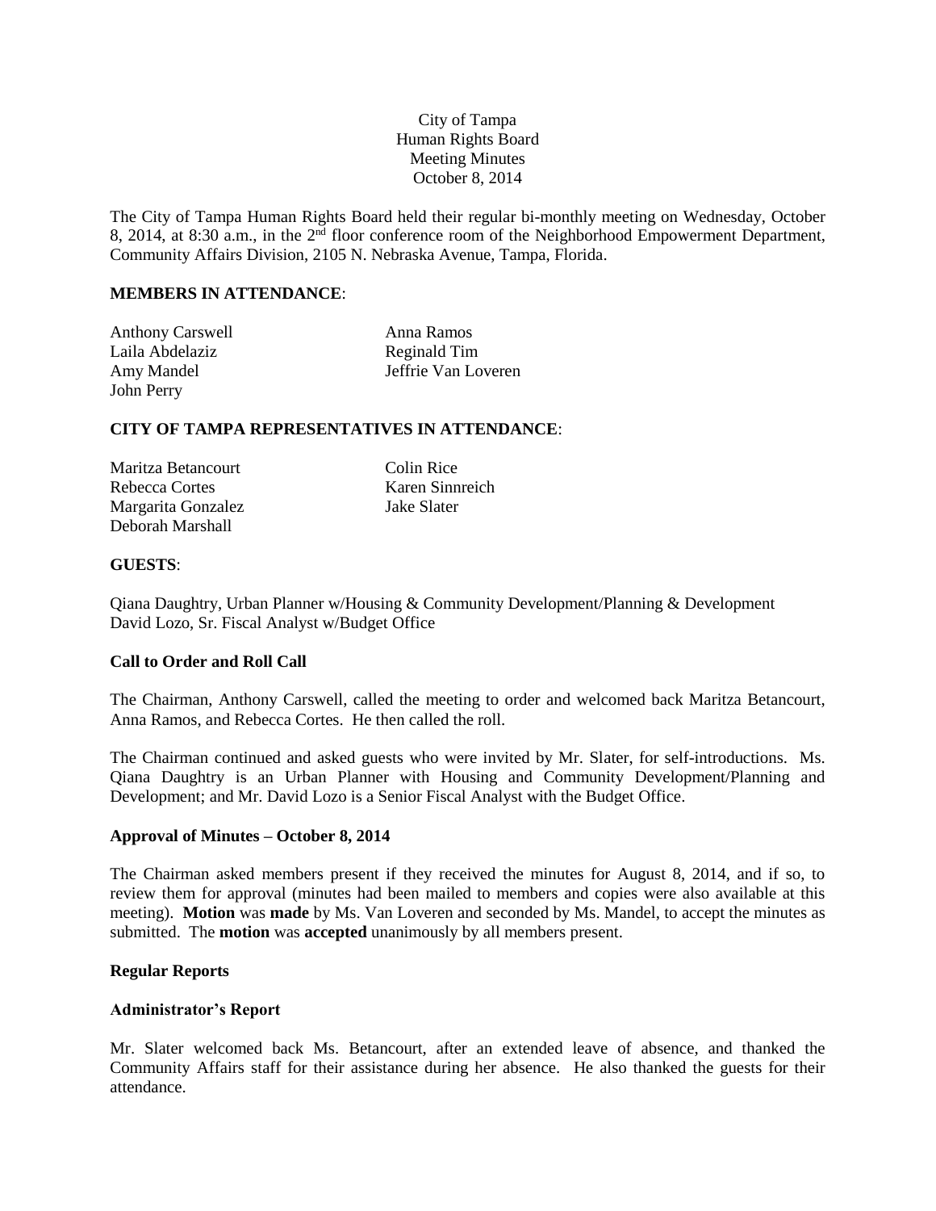City of Tampa
Human Rights Board
Meeting Minutes
October 8, 2014

The City of Tampa Human Rights Board held their regular bi-monthly meeting on Wednesday, October 8, 2014, at 8:30 a.m., in the 2nd floor conference room of the Neighborhood Empowerment Department, Community Affairs Division, 2105 N. Nebraska Avenue, Tampa, Florida.

**MEMBERS IN ATTENDANCE**:

Anthony Carswell
Laila Abdelaziz
Amy Mandel
John Perry
Anna Ramos
Reginald Tim
Jeffrie Van Loveren

**CITY OF TAMPA REPRESENTATIVES IN ATTENDANCE**:

Maritza Betancourt
Rebecca Cortes
Margarita Gonzalez
Deborah Marshall
Colin Rice
Karen Sinnreich
Jake Slater

**GUESTS**:

Qiana Daughtry, Urban Planner w/Housing & Community Development/Planning & Development
David Lozo, Sr. Fiscal Analyst w/Budget Office

**Call to Order and Roll Call**

The Chairman, Anthony Carswell, called the meeting to order and welcomed back Maritza Betancourt, Anna Ramos, and Rebecca Cortes. He then called the roll.

The Chairman continued and asked guests who were invited by Mr. Slater, for self-introductions. Ms. Qiana Daughtry is an Urban Planner with Housing and Community Development/Planning and Development; and Mr. David Lozo is a Senior Fiscal Analyst with the Budget Office.

**Approval of Minutes – October 8, 2014**

The Chairman asked members present if they received the minutes for August 8, 2014, and if so, to review them for approval (minutes had been mailed to members and copies were also available at this meeting). **Motion** was **made** by Ms. Van Loveren and seconded by Ms. Mandel, to accept the minutes as submitted. The **motion** was **accepted** unanimously by all members present.

**Regular Reports**

**Administrator's Report**

Mr. Slater welcomed back Ms. Betancourt, after an extended leave of absence, and thanked the Community Affairs staff for their assistance during her absence. He also thanked the guests for their attendance.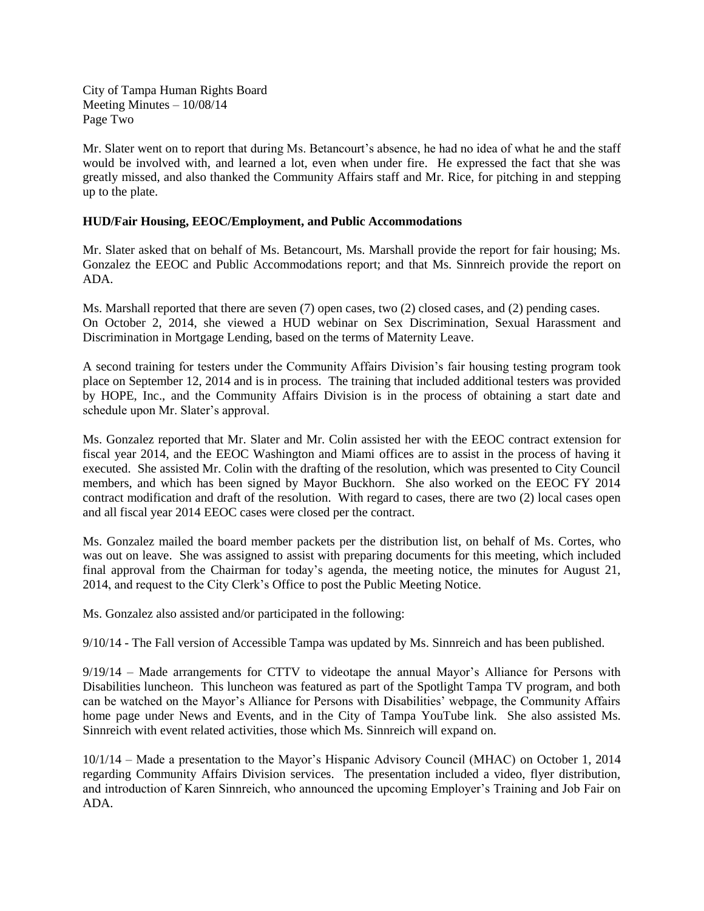Mr. Slater went on to report that during Ms. Betancourt's absence, he had no idea of what he and the staff would be involved with, and learned a lot, even when under fire. He expressed the fact that she was greatly missed, and also thanked the Community Affairs staff and Mr. Rice, for pitching in and stepping up to the plate.

**HUD/Fair Housing, EEOC/Employment, and Public Accommodations**

Mr. Slater asked that on behalf of Ms. Betancourt, Ms. Marshall provide the report for fair housing; Ms. Gonzalez the EEOC and Public Accommodations report; and that Ms. Sinnreich provide the report on ADA.

Ms. Marshall reported that there are seven (7) open cases, two (2) closed cases, and (2) pending cases. On October 2, 2014, she viewed a HUD webinar on Sex Discrimination, Sexual Harassment and Discrimination in Mortgage Lending, based on the terms of Maternity Leave.

A second training for testers under the Community Affairs Division's fair housing testing program took place on September 12, 2014 and is in process. The training that included additional testers was provided by HOPE, Inc., and the Community Affairs Division is in the process of obtaining a start date and schedule upon Mr. Slater's approval.

Ms. Gonzalez reported that Mr. Slater and Mr. Colin assisted her with the EEOC contract extension for fiscal year 2014, and the EEOC Washington and Miami offices are to assist in the process of having it executed. She assisted Mr. Colin with the drafting of the resolution, which was presented to City Council members, and which has been signed by Mayor Buckhorn. She also worked on the EEOC FY 2014 contract modification and draft of the resolution. With regard to cases, there are two (2) local cases open and all fiscal year 2014 EEOC cases were closed per the contract.

Ms. Gonzalez mailed the board member packets per the distribution list, on behalf of Ms. Cortes, who was out on leave. She was assigned to assist with preparing documents for this meeting, which included final approval from the Chairman for today's agenda, the meeting notice, the minutes for August 21, 2014, and request to the City Clerk's Office to post the Public Meeting Notice.

Ms. Gonzalez also assisted and/or participated in the following:

9/10/14 - The Fall version of Accessible Tampa was updated by Ms. Sinnreich and has been published.

9/19/14 – Made arrangements for CTTV to videotape the annual Mayor's Alliance for Persons with Disabilities luncheon. This luncheon was featured as part of the Spotlight Tampa TV program, and both can be watched on the Mayor's Alliance for Persons with Disabilities' webpage, the Community Affairs home page under News and Events, and in the City of Tampa YouTube link. She also assisted Ms. Sinnreich with event related activities, those which Ms. Sinnreich will expand on.

10/1/14 – Made a presentation to the Mayor's Hispanic Advisory Council (MHAC) on October 1, 2014 regarding Community Affairs Division services. The presentation included a video, flyer distribution, and introduction of Karen Sinnreich, who announced the upcoming Employer's Training and Job Fair on ADA.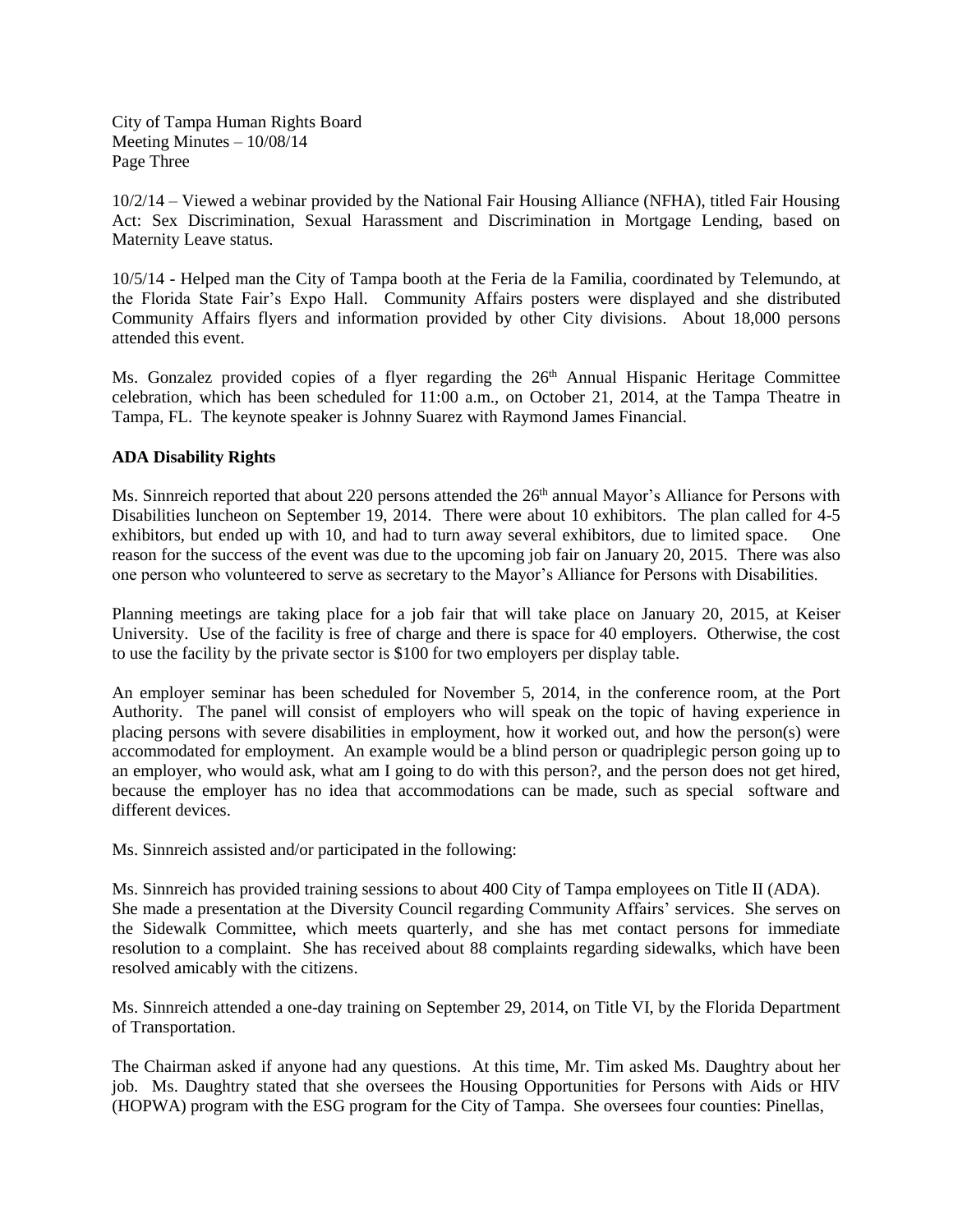10/2/14 – Viewed a webinar provided by the National Fair Housing Alliance (NFHA), titled Fair Housing Act: Sex Discrimination, Sexual Harassment and Discrimination in Mortgage Lending, based on Maternity Leave status.

10/5/14 - Helped man the City of Tampa booth at the Feria de la Familia, coordinated by Telemundo, at the Florida State Fair's Expo Hall. Community Affairs posters were displayed and she distributed Community Affairs flyers and information provided by other City divisions. About 18,000 persons attended this event.

Ms. Gonzalez provided copies of a flyer regarding the 26th Annual Hispanic Heritage Committee celebration, which has been scheduled for 11:00 a.m., on October 21, 2014, at the Tampa Theatre in Tampa, FL. The keynote speaker is Johnny Suarez with Raymond James Financial.

**ADA Disability Rights**

Ms. Sinnreich reported that about 220 persons attended the 26th annual Mayor's Alliance for Persons with Disabilities luncheon on September 19, 2014. There were about 10 exhibitors. The plan called for 4-5 exhibitors, but ended up with 10, and had to turn away several exhibitors, due to limited space. One reason for the success of the event was due to the upcoming job fair on January 20, 2015. There was also one person who volunteered to serve as secretary to the Mayor's Alliance for Persons with Disabilities.

Planning meetings are taking place for a job fair that will take place on January 20, 2015, at Keiser University. Use of the facility is free of charge and there is space for 40 employers. Otherwise, the cost to use the facility by the private sector is $100 for two employers per display table.

An employer seminar has been scheduled for November 5, 2014, in the conference room, at the Port Authority. The panel will consist of employers who will speak on the topic of having experience in placing persons with severe disabilities in employment, how it worked out, and how the person(s) were accommodated for employment. An example would be a blind person or quadriplegic person going up to an employer, who would ask, what am I going to do with this person?, and the person does not get hired, because the employer has no idea that accommodations can be made, such as special software and different devices.

Ms. Sinnreich assisted and/or participated in the following:

Ms. Sinnreich has provided training sessions to about 400 City of Tampa employees on Title II (ADA). She made a presentation at the Diversity Council regarding Community Affairs' services. She serves on the Sidewalk Committee, which meets quarterly, and she has met contact persons for immediate resolution to a complaint. She has received about 88 complaints regarding sidewalks, which have been resolved amicably with the citizens.

Ms. Sinnreich attended a one-day training on September 29, 2014, on Title VI, by the Florida Department of Transportation.

The Chairman asked if anyone had any questions. At this time, Mr. Tim asked Ms. Daughtry about her job. Ms. Daughtry stated that she oversees the Housing Opportunities for Persons with Aids or HIV (HOPWA) program with the ESG program for the City of Tampa. She oversees four counties: Pinellas,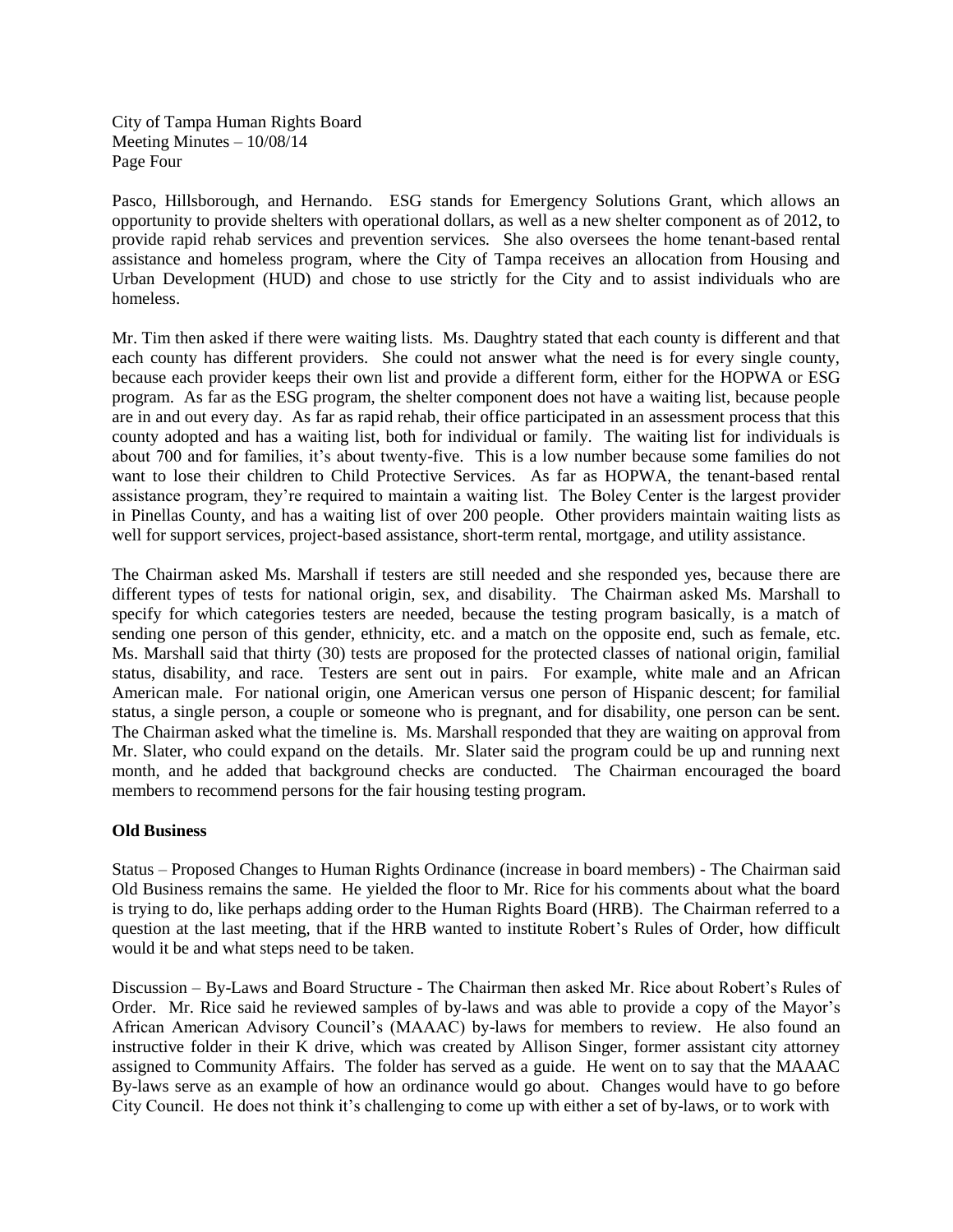Pasco, Hillsborough, and Hernando. ESG stands for Emergency Solutions Grant, which allows an opportunity to provide shelters with operational dollars, as well as a new shelter component as of 2012, to provide rapid rehab services and prevention services. She also oversees the home tenant-based rental assistance and homeless program, where the City of Tampa receives an allocation from Housing and Urban Development (HUD) and chose to use strictly for the City and to assist individuals who are homeless.

Mr. Tim then asked if there were waiting lists. Ms. Daughtry stated that each county is different and that each county has different providers. She could not answer what the need is for every single county, because each provider keeps their own list and provide a different form, either for the HOPWA or ESG program. As far as the ESG program, the shelter component does not have a waiting list, because people are in and out every day. As far as rapid rehab, their office participated in an assessment process that this county adopted and has a waiting list, both for individual or family. The waiting list for individuals is about 700 and for families, it's about twenty-five. This is a low number because some families do not want to lose their children to Child Protective Services. As far as HOPWA, the tenant-based rental assistance program, they're required to maintain a waiting list. The Boley Center is the largest provider in Pinellas County, and has a waiting list of over 200 people. Other providers maintain waiting lists as well for support services, project-based assistance, short-term rental, mortgage, and utility assistance.

The Chairman asked Ms. Marshall if testers are still needed and she responded yes, because there are different types of tests for national origin, sex, and disability. The Chairman asked Ms. Marshall to specify for which categories testers are needed, because the testing program basically, is a match of sending one person of this gender, ethnicity, etc. and a match on the opposite end, such as female, etc. Ms. Marshall said that thirty (30) tests are proposed for the protected classes of national origin, familial status, disability, and race. Testers are sent out in pairs. For example, white male and an African American male. For national origin, one American versus one person of Hispanic descent; for familial status, a single person, a couple or someone who is pregnant, and for disability, one person can be sent. The Chairman asked what the timeline is. Ms. Marshall responded that they are waiting on approval from Mr. Slater, who could expand on the details. Mr. Slater said the program could be up and running next month, and he added that background checks are conducted. The Chairman encouraged the board members to recommend persons for the fair housing testing program.

**Old Business**

Status – Proposed Changes to Human Rights Ordinance (increase in board members) - The Chairman said Old Business remains the same. He yielded the floor to Mr. Rice for his comments about what the board is trying to do, like perhaps adding order to the Human Rights Board (HRB). The Chairman referred to a question at the last meeting, that if the HRB wanted to institute Robert's Rules of Order, how difficult would it be and what steps need to be taken.

Discussion – By-Laws and Board Structure - The Chairman then asked Mr. Rice about Robert's Rules of Order. Mr. Rice said he reviewed samples of by-laws and was able to provide a copy of the Mayor's African American Advisory Council's (MAAAC) by-laws for members to review. He also found an instructive folder in their K drive, which was created by Allison Singer, former assistant city attorney assigned to Community Affairs. The folder has served as a guide. He went on to say that the MAAAC By-laws serve as an example of how an ordinance would go about. Changes would have to go before City Council. He does not think it's challenging to come up with either a set of by-laws, or to work with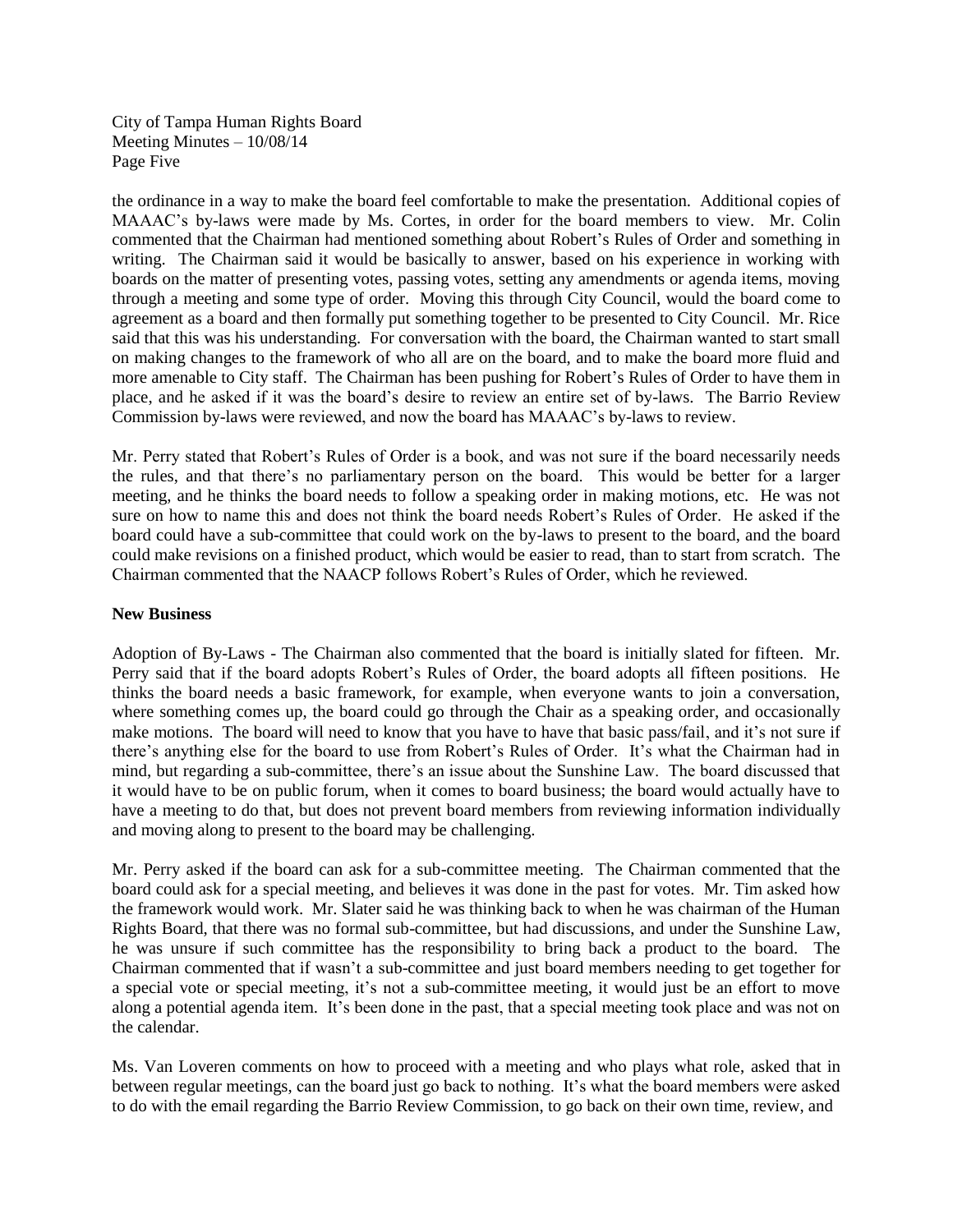the ordinance in a way to make the board feel comfortable to make the presentation. Additional copies of MAAAC's by-laws were made by Ms. Cortes, in order for the board members to view. Mr. Colin commented that the Chairman had mentioned something about Robert's Rules of Order and something in writing. The Chairman said it would be basically to answer, based on his experience in working with boards on the matter of presenting votes, passing votes, setting any amendments or agenda items, moving through a meeting and some type of order. Moving this through City Council, would the board come to agreement as a board and then formally put something together to be presented to City Council. Mr. Rice said that this was his understanding. For conversation with the board, the Chairman wanted to start small on making changes to the framework of who all are on the board, and to make the board more fluid and more amenable to City staff. The Chairman has been pushing for Robert's Rules of Order to have them in place, and he asked if it was the board's desire to review an entire set of by-laws. The Barrio Review Commission by-laws were reviewed, and now the board has MAAAC's by-laws to review.

Mr. Perry stated that Robert's Rules of Order is a book, and was not sure if the board necessarily needs the rules, and that there's no parliamentary person on the board. This would be better for a larger meeting, and he thinks the board needs to follow a speaking order in making motions, etc. He was not sure on how to name this and does not think the board needs Robert's Rules of Order. He asked if the board could have a sub-committee that could work on the by-laws to present to the board, and the board could make revisions on a finished product, which would be easier to read, than to start from scratch. The Chairman commented that the NAACP follows Robert's Rules of Order, which he reviewed.

**New Business**

Adoption of By-Laws - The Chairman also commented that the board is initially slated for fifteen. Mr. Perry said that if the board adopts Robert's Rules of Order, the board adopts all fifteen positions. He thinks the board needs a basic framework, for example, when everyone wants to join a conversation, where something comes up, the board could go through the Chair as a speaking order, and occasionally make motions. The board will need to know that you have to have that basic pass/fail, and it's not sure if there's anything else for the board to use from Robert's Rules of Order. It's what the Chairman had in mind, but regarding a sub-committee, there's an issue about the Sunshine Law. The board discussed that it would have to be on public forum, when it comes to board business; the board would actually have to have a meeting to do that, but does not prevent board members from reviewing information individually and moving along to present to the board may be challenging.

Mr. Perry asked if the board can ask for a sub-committee meeting. The Chairman commented that the board could ask for a special meeting, and believes it was done in the past for votes. Mr. Tim asked how the framework would work. Mr. Slater said he was thinking back to when he was chairman of the Human Rights Board, that there was no formal sub-committee, but had discussions, and under the Sunshine Law, he was unsure if such committee has the responsibility to bring back a product to the board. The Chairman commented that if wasn't a sub-committee and just board members needing to get together for a special vote or special meeting, it's not a sub-committee meeting, it would just be an effort to move along a potential agenda item. It's been done in the past, that a special meeting took place and was not on the calendar.

Ms. Van Loveren comments on how to proceed with a meeting and who plays what role, asked that in between regular meetings, can the board just go back to nothing. It's what the board members were asked to do with the email regarding the Barrio Review Commission, to go back on their own time, review, and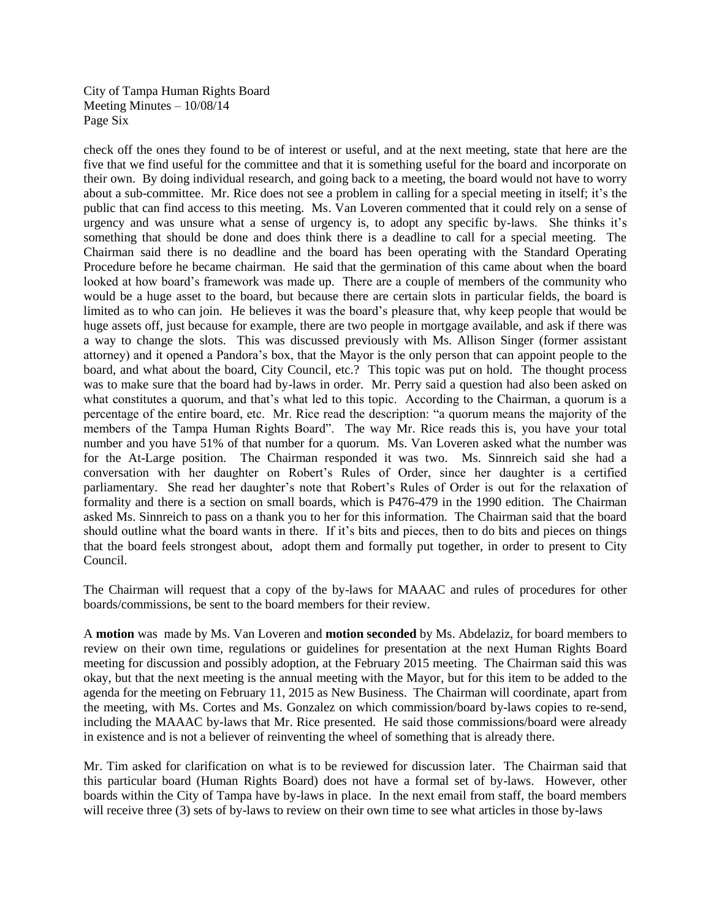check off the ones they found to be of interest or useful, and at the next meeting, state that here are the five that we find useful for the committee and that it is something useful for the board and incorporate on their own. By doing individual research, and going back to a meeting, the board would not have to worry about a sub-committee. Mr. Rice does not see a problem in calling for a special meeting in itself; it's the public that can find access to this meeting. Ms. Van Loveren commented that it could rely on a sense of urgency and was unsure what a sense of urgency is, to adopt any specific by-laws. She thinks it's something that should be done and does think there is a deadline to call for a special meeting. The Chairman said there is no deadline and the board has been operating with the Standard Operating Procedure before he became chairman. He said that the germination of this came about when the board looked at how board's framework was made up. There are a couple of members of the community who would be a huge asset to the board, but because there are certain slots in particular fields, the board is limited as to who can join. He believes it was the board's pleasure that, why keep people that would be huge assets off, just because for example, there are two people in mortgage available, and ask if there was a way to change the slots. This was discussed previously with Ms. Allison Singer (former assistant attorney) and it opened a Pandora's box, that the Mayor is the only person that can appoint people to the board, and what about the board, City Council, etc.? This topic was put on hold. The thought process was to make sure that the board had by-laws in order. Mr. Perry said a question had also been asked on what constitutes a quorum, and that's what led to this topic. According to the Chairman, a quorum is a percentage of the entire board, etc. Mr. Rice read the description: "a quorum means the majority of the members of the Tampa Human Rights Board". The way Mr. Rice reads this is, you have your total number and you have 51% of that number for a quorum. Ms. Van Loveren asked what the number was for the At-Large position. The Chairman responded it was two. Ms. Sinnreich said she had a conversation with her daughter on Robert's Rules of Order, since her daughter is a certified parliamentary. She read her daughter's note that Robert's Rules of Order is out for the relaxation of formality and there is a section on small boards, which is P476-479 in the 1990 edition. The Chairman asked Ms. Sinnreich to pass on a thank you to her for this information. The Chairman said that the board should outline what the board wants in there. If it's bits and pieces, then to do bits and pieces on things that the board feels strongest about, adopt them and formally put together, in order to present to City Council.

The Chairman will request that a copy of the by-laws for MAAAC and rules of procedures for other boards/commissions, be sent to the board members for their review.

A **motion** was made by Ms. Van Loveren and **motion seconded** by Ms. Abdelaziz, for board members to review on their own time, regulations or guidelines for presentation at the next Human Rights Board meeting for discussion and possibly adoption, at the February 2015 meeting. The Chairman said this was okay, but that the next meeting is the annual meeting with the Mayor, but for this item to be added to the agenda for the meeting on February 11, 2015 as New Business. The Chairman will coordinate, apart from the meeting, with Ms. Cortes and Ms. Gonzalez on which commission/board by-laws copies to re-send, including the MAAAC by-laws that Mr. Rice presented. He said those commissions/board were already in existence and is not a believer of reinventing the wheel of something that is already there.

Mr. Tim asked for clarification on what is to be reviewed for discussion later. The Chairman said that this particular board (Human Rights Board) does not have a formal set of by-laws. However, other boards within the City of Tampa have by-laws in place. In the next email from staff, the board members will receive three (3) sets of by-laws to review on their own time to see what articles in those by-laws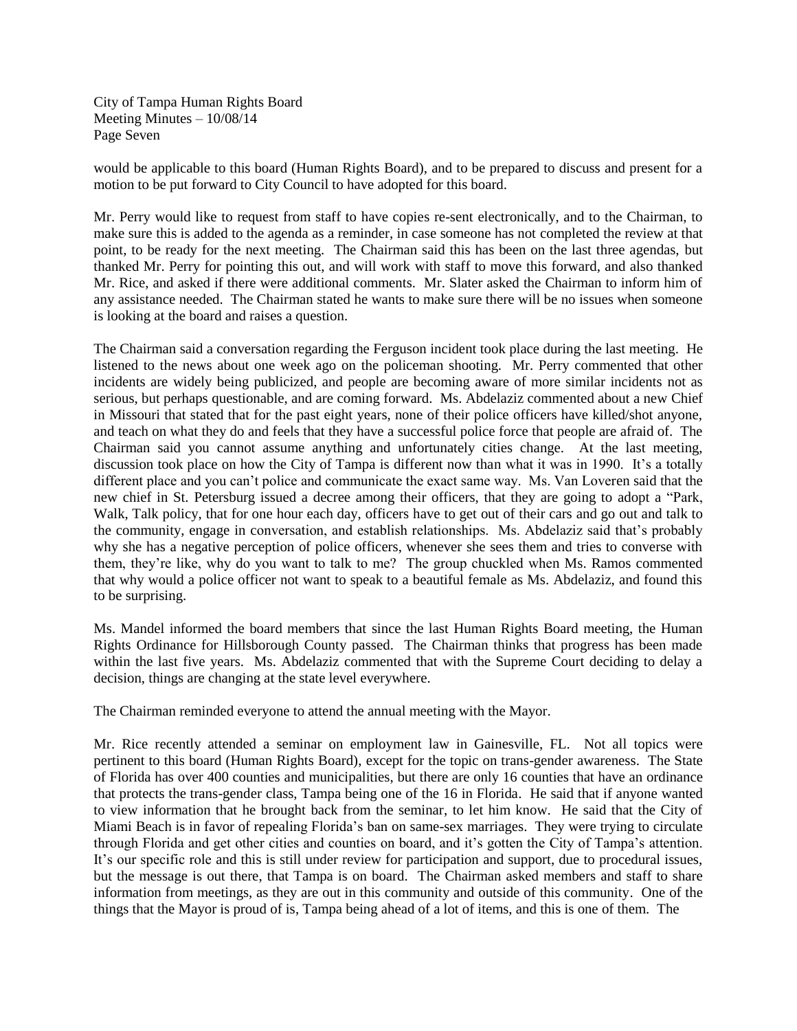would be applicable to this board (Human Rights Board), and to be prepared to discuss and present for a motion to be put forward to City Council to have adopted for this board.

Mr. Perry would like to request from staff to have copies re-sent electronically, and to the Chairman, to make sure this is added to the agenda as a reminder, in case someone has not completed the review at that point, to be ready for the next meeting. The Chairman said this has been on the last three agendas, but thanked Mr. Perry for pointing this out, and will work with staff to move this forward, and also thanked Mr. Rice, and asked if there were additional comments. Mr. Slater asked the Chairman to inform him of any assistance needed. The Chairman stated he wants to make sure there will be no issues when someone is looking at the board and raises a question.

The Chairman said a conversation regarding the Ferguson incident took place during the last meeting. He listened to the news about one week ago on the policeman shooting. Mr. Perry commented that other incidents are widely being publicized, and people are becoming aware of more similar incidents not as serious, but perhaps questionable, and are coming forward. Ms. Abdelaziz commented about a new Chief in Missouri that stated that for the past eight years, none of their police officers have killed/shot anyone, and teach on what they do and feels that they have a successful police force that people are afraid of. The Chairman said you cannot assume anything and unfortunately cities change. At the last meeting, discussion took place on how the City of Tampa is different now than what it was in 1990. It's a totally different place and you can't police and communicate the exact same way. Ms. Van Loveren said that the new chief in St. Petersburg issued a decree among their officers, that they are going to adopt a "Park, Walk, Talk policy, that for one hour each day, officers have to get out of their cars and go out and talk to the community, engage in conversation, and establish relationships. Ms. Abdelaziz said that's probably why she has a negative perception of police officers, whenever she sees them and tries to converse with them, they're like, why do you want to talk to me? The group chuckled when Ms. Ramos commented that why would a police officer not want to speak to a beautiful female as Ms. Abdelaziz, and found this to be surprising.

Ms. Mandel informed the board members that since the last Human Rights Board meeting, the Human Rights Ordinance for Hillsborough County passed. The Chairman thinks that progress has been made within the last five years. Ms. Abdelaziz commented that with the Supreme Court deciding to delay a decision, things are changing at the state level everywhere.

The Chairman reminded everyone to attend the annual meeting with the Mayor.

Mr. Rice recently attended a seminar on employment law in Gainesville, FL. Not all topics were pertinent to this board (Human Rights Board), except for the topic on trans-gender awareness. The State of Florida has over 400 counties and municipalities, but there are only 16 counties that have an ordinance that protects the trans-gender class, Tampa being one of the 16 in Florida. He said that if anyone wanted to view information that he brought back from the seminar, to let him know. He said that the City of Miami Beach is in favor of repealing Florida's ban on same-sex marriages. They were trying to circulate through Florida and get other cities and counties on board, and it's gotten the City of Tampa's attention. It's our specific role and this is still under review for participation and support, due to procedural issues, but the message is out there, that Tampa is on board. The Chairman asked members and staff to share information from meetings, as they are out in this community and outside of this community. One of the things that the Mayor is proud of is, Tampa being ahead of a lot of items, and this is one of them. The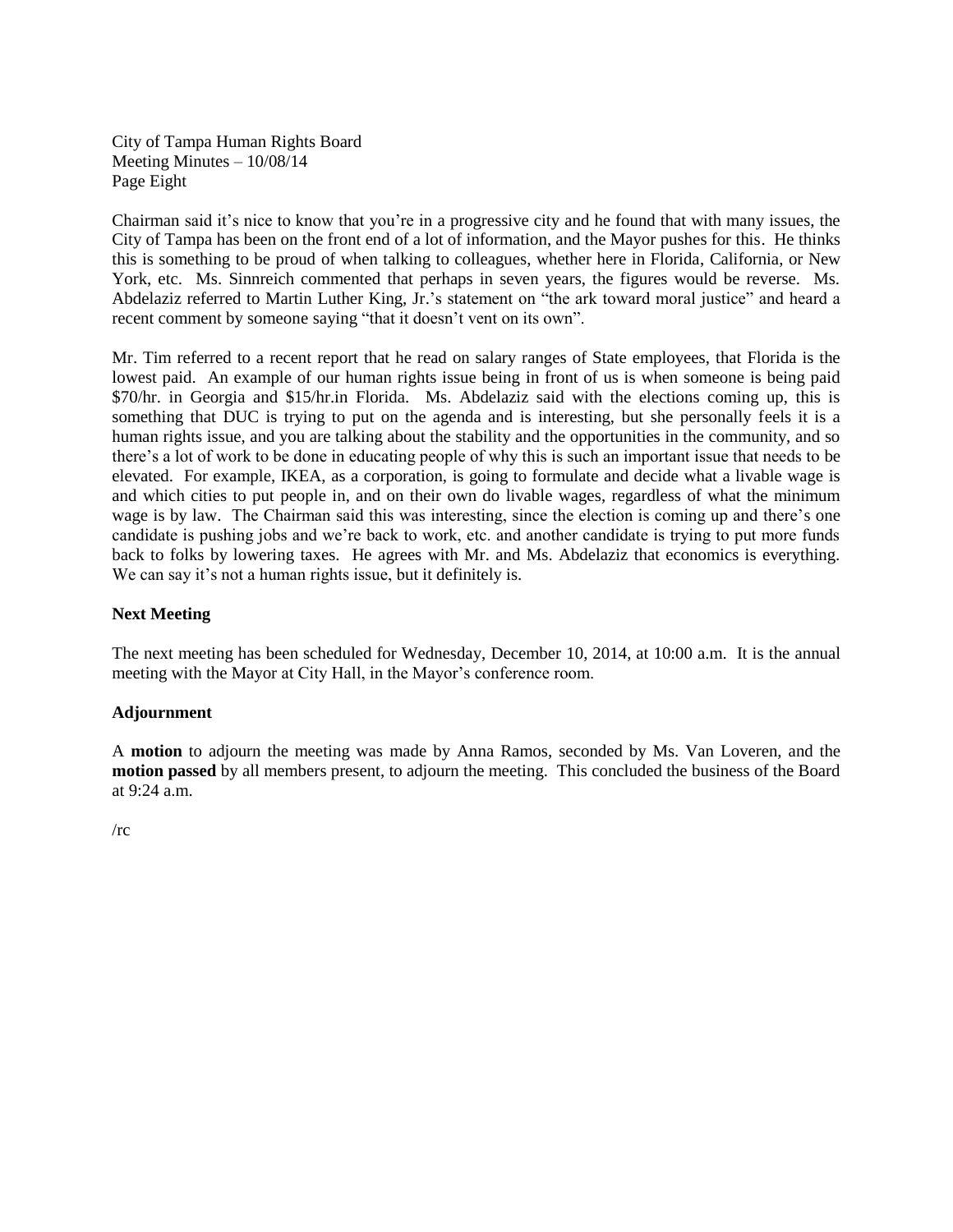Chairman said it's nice to know that you're in a progressive city and he found that with many issues, the City of Tampa has been on the front end of a lot of information, and the Mayor pushes for this. He thinks this is something to be proud of when talking to colleagues, whether here in Florida, California, or New York, etc. Ms. Sinnreich commented that perhaps in seven years, the figures would be reverse. Ms. Abdelaziz referred to Martin Luther King, Jr.'s statement on "the ark toward moral justice" and heard a recent comment by someone saying "that it doesn't vent on its own".

Mr. Tim referred to a recent report that he read on salary ranges of State employees, that Florida is the lowest paid. An example of our human rights issue being in front of us is when someone is being paid \$70/hr. in Georgia and \$15/hr.in Florida. Ms. Abdelaziz said with the elections coming up, this is something that DUC is trying to put on the agenda and is interesting, but she personally feels it is a human rights issue, and you are talking about the stability and the opportunities in the community, and so there's a lot of work to be done in educating people of why this is such an important issue that needs to be elevated. For example, IKEA, as a corporation, is going to formulate and decide what a livable wage is and which cities to put people in, and on their own do livable wages, regardless of what the minimum wage is by law. The Chairman said this was interesting, since the election is coming up and there's one candidate is pushing jobs and we're back to work, etc. and another candidate is trying to put more funds back to folks by lowering taxes. He agrees with Mr. and Ms. Abdelaziz that economics is everything. We can say it's not a human rights issue, but it definitely is.

**Next Meeting**

The next meeting has been scheduled for Wednesday, December 10, 2014, at 10:00 a.m. It is the annual meeting with the Mayor at City Hall, in the Mayor's conference room.

**Adjournment**

A **motion** to adjourn the meeting was made by Anna Ramos, seconded by Ms. Van Loveren, and the **motion passed** by all members present, to adjourn the meeting. This concluded the business of the Board at 9:24 a.m.

/rc